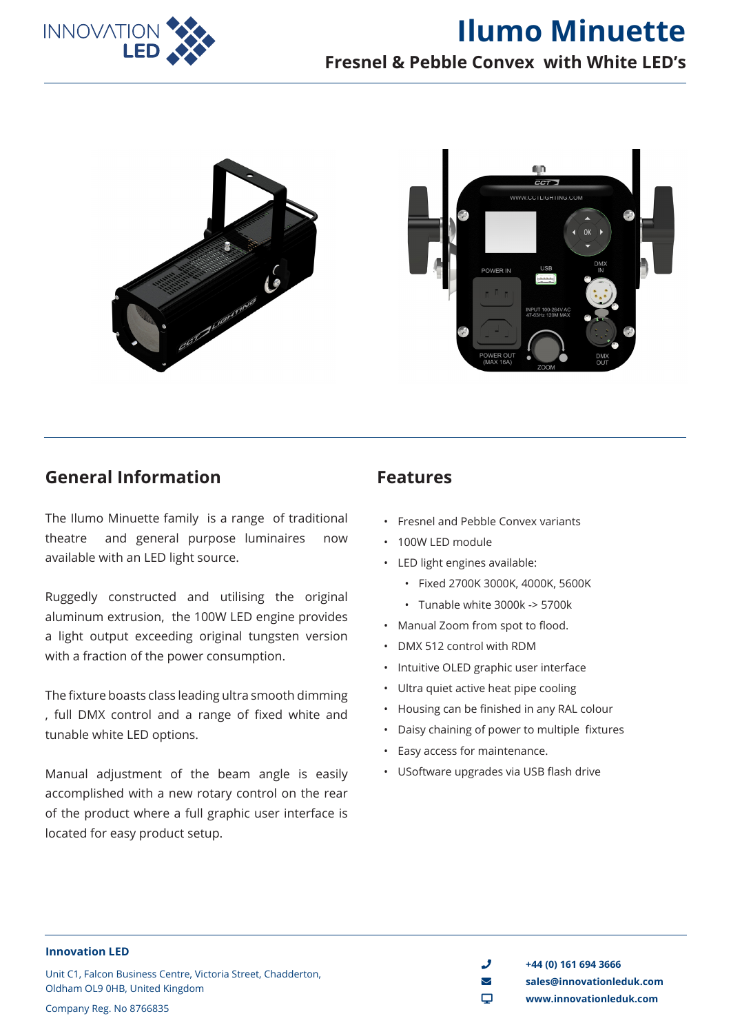# Ilumo Minuette

## Fresnel & Pebble Convex with White LED's

## General Information

The Ilumo Minuette family is a range of traditional theatre and general purpose luminaires now available with an LED light source.

Ruggedly constructed and utilising the original aluminum extrusion, the 100W LED engine provides a light output exceeding original tungsten version with a fraction of the power consumption.

The fixture boasts class leading ultra smooth dimming , full DMX control and a range of fixed white and tunable white LED options.

Manual adjustment of the beam angle is easily accomplished with a new rotary control on the rear of the product where a full graphic user interface is located for easy product setup.

## Features

- Fresnel and Pebble Convex variants
- 100W LED module
- LED light engines available:
  - Fixed 2700K 3000K, 4000K, 5600K
  - Tunable white 3000k -> 5700k
- Manual Zoom from spot to flood.
- DMX 512 control with RDM
- Intuitive OLED graphic user interface
- Ultra quiet active heat pipe cooling
- Housing can be finished in any RAL colour
- Daisy chaining of power to multiple fixtures
- Easy access for maintenance.
- USoftware upgrades via USB flash drive

**Innovation LED**

Unit C1, Falcon Business Centre, Victoria Street, Chadderton, Oldham OL9 0HB, United Kingdom

Company Reg. No 8766835

**+44 (0) 161 694 3666**
**sales@innovationleduk.com**
**www.innovationleduk.com**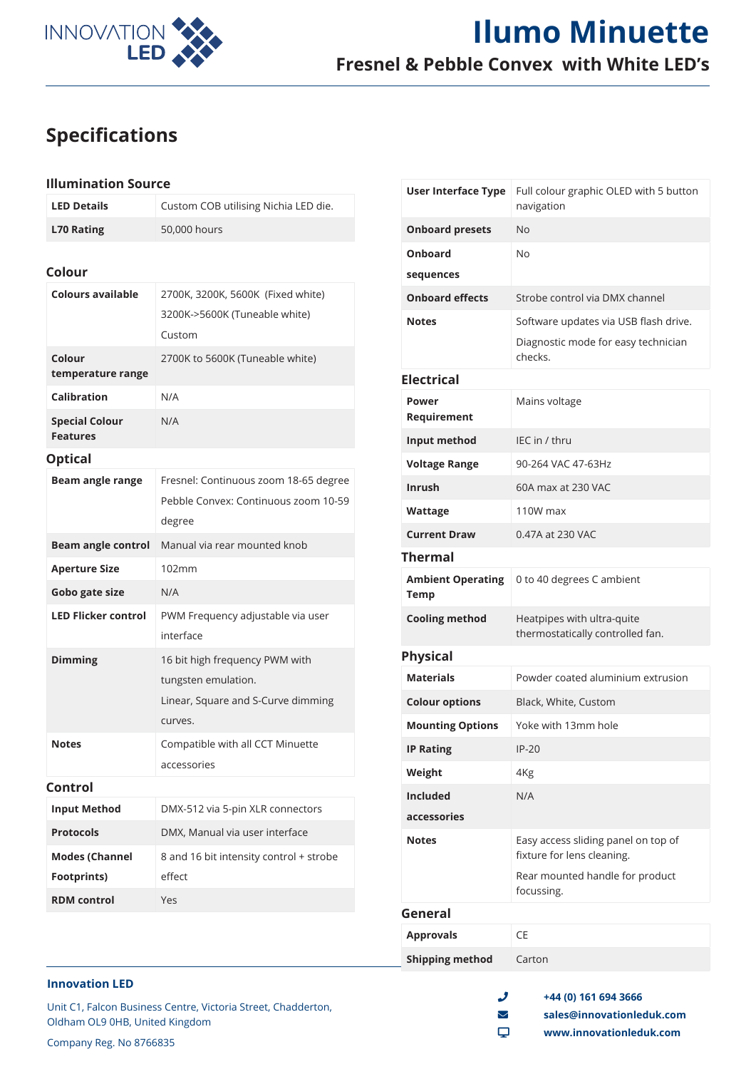# Ilumo Minuette

## Fresnel & Pebble Convex with White LED's

## Specifications

### Illumination Source

| | |
|---|---|
| **LED Details** | Custom COB utilising Nichia LED die. |
| **L70 Rating** | 50,000 hours |

### Colour

| | |
|---|---|
| **Colours available** | 2700K, 3200K, 5600K (Fixed white)<br>3200K->5600K (Tuneable white)<br>Custom |
| **Colour temperature range** | 2700K to 5600K (Tuneable white) |
| **Calibration** | N/A |
| **Special Colour Features** | N/A |

### Optical

| | |
|---|---|
| **Beam angle range** | Fresnel: Continuous zoom 18-65 degree<br>Pebble Convex: Continuous zoom 10-59 degree |
| **Beam angle control** | Manual via rear mounted knob |
| **Aperture Size** | 102mm |
| **Gobo gate size** | N/A |
| **LED Flicker control** | PWM Frequency adjustable via user interface |
| **Dimming** | 16 bit high frequency PWM with tungsten emulation.<br>Linear, Square and S-Curve dimming curves. |
| **Notes** | Compatible with all CCT Minuette accessories |

### Control

| | |
|---|---|
| **Input Method** | DMX-512 via 5-pin XLR connectors |
| **Protocols** | DMX, Manual via user interface |
| **Modes (Channel Footprints)** | 8 and 16 bit intensity control + strobe effect |
| **RDM control** | Yes |
| **User Interface Type** | Full colour graphic OLED with 5 button navigation |
| **Onboard presets** | No |
| **Onboard sequences** | No |
| **Onboard effects** | Strobe control via DMX channel |
| **Notes** | Software updates via USB flash drive.<br>Diagnostic mode for easy technician checks. |

### Electrical

| | |
|---|---|
| **Power Requirement** | Mains voltage |
| **Input method** | IEC in / thru |
| **Voltage Range** | 90-264 VAC 47-63Hz |
| **Inrush** | 60A max at 230 VAC |
| **Wattage** | 110W max |
| **Current Draw** | 0.47A at 230 VAC |

### Thermal

| | |
|---|---|
| **Ambient Operating Temp** | 0 to 40 degrees C ambient |
| **Cooling method** | Heatpipes with ultra-quite thermostatically controlled fan. |

### Physical

| | |
|---|---|
| **Materials** | Powder coated aluminium extrusion |
| **Colour options** | Black, White, Custom |
| **Mounting Options** | Yoke with 13mm hole |
| **IP Rating** | IP-20 |
| **Weight** | 4Kg |
| **Included accessories** | N/A |
| **Notes** | Easy access sliding panel on top of fixture for lens cleaning.<br>Rear mounted handle for product focussing. |

### General

| | |
|---|---|
| **Approvals** | CE |
| **Shipping method** | Carton |

**Innovation LED**

Unit C1, Falcon Business Centre, Victoria Street, Chadderton, Oldham OL9 0HB, United Kingdom

Company Reg. No 8766835

**+44 (0) 161 694 3666**
**sales@innovationleduk.com**
**www.innovationleduk.com**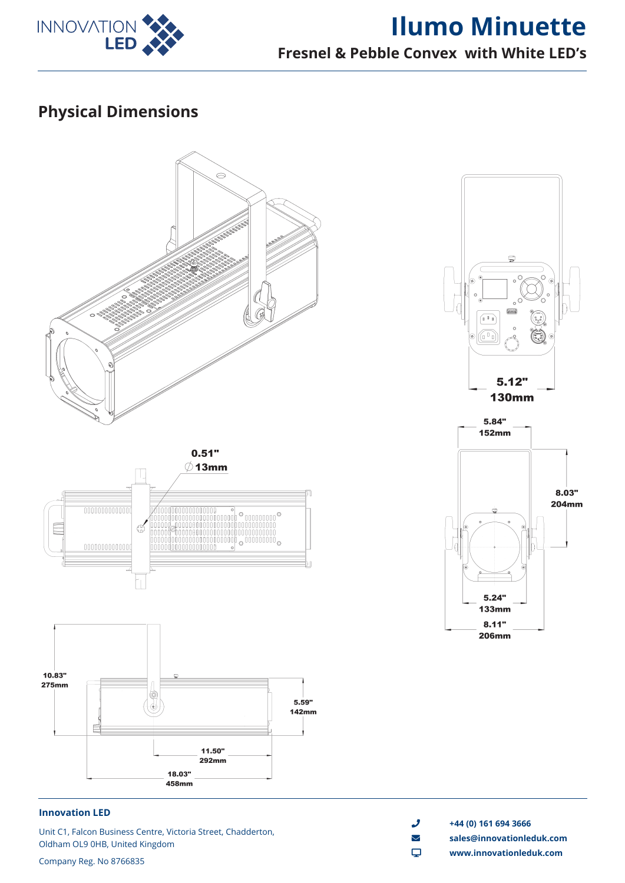# Ilumo Minuette

## Fresnel & Pebble Convex with White LED's

## Physical Dimensions

5.12"
130mm

5.84"
152mm

8.03"
204mm

5.24"
133mm

8.11"
206mm

0.51"
∅ 13mm

10.83"
275mm

5.59"
142mm

11.50"
292mm

18.03"
458mm

**Innovation LED**

Unit C1, Falcon Business Centre, Victoria Street, Chadderton, Oldham OL9 0HB, United Kingdom

Company Reg. No 8766835

**+44 (0) 161 694 3666**
**sales@innovationleduk.com**
**www.innovationleduk.com**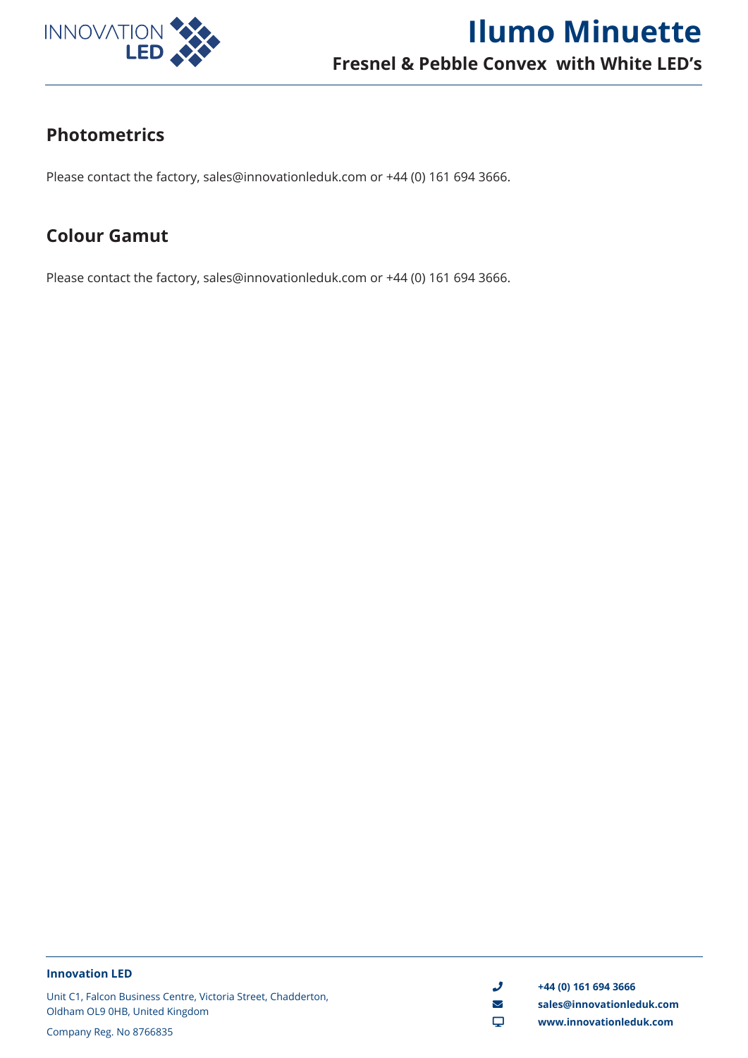## Photometrics

Please contact the factory, sales@innovationleduk.com or +44 (0) 161 694 3666.

## Colour Gamut

Please contact the factory, sales@innovationleduk.com or +44 (0) 161 694 3666.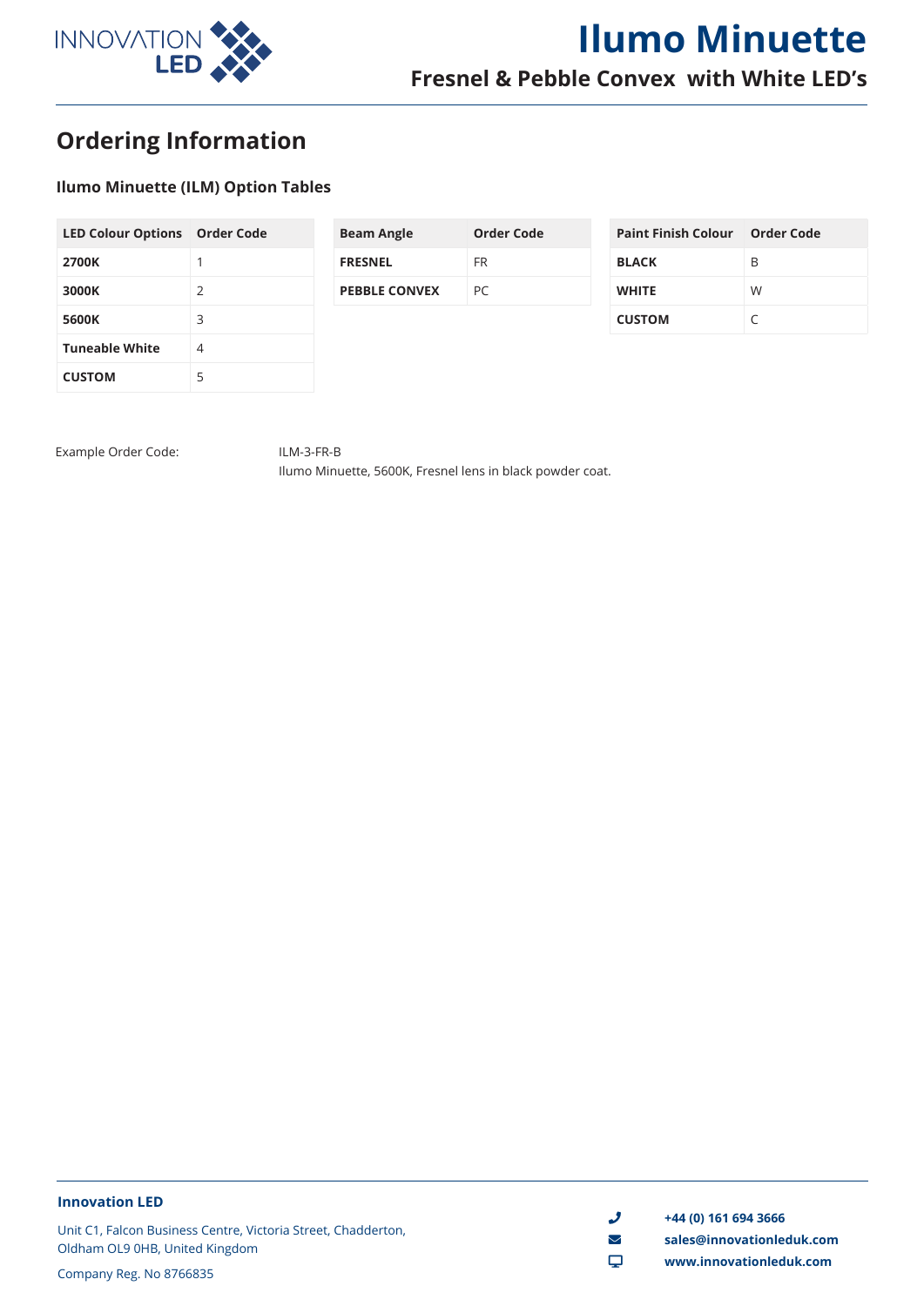## Ordering Information

### Ilumo Minuette (ILM) Option Tables

| LED Colour Options | Order Code |
|---|---|
| **2700K** | 1 |
| **3000K** | 2 |
| **5600K** | 3 |
| **Tuneable White** | 4 |
| **CUSTOM** | 5 |

| Beam Angle | Order Code |
|---|---|
| **FRESNEL** | FR |
| **PEBBLE CONVEX** | PC |

| Paint Finish Colour | Order Code |
|---|---|
| **BLACK** | B |
| **WHITE** | W |
| **CUSTOM** | C |

Example Order Code: ILM-3-FR-B
Ilumo Minuette, 5600K, Fresnel lens in black powder coat.

**Innovation LED**

Unit C1, Falcon Business Centre, Victoria Street, Chadderton, Oldham OL9 0HB, United Kingdom

Company Reg. No 8766835

**+44 (0) 161 694 3666**
**sales@innovationleduk.com**
**www.innovationleduk.com**